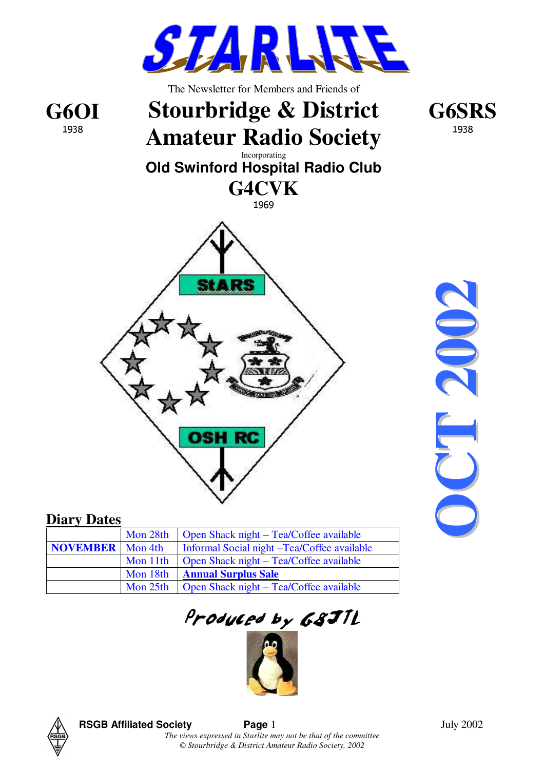# STARLITE

The Newsletter for Members and Friends of

**G6OI**
1938

# Stourbridge & District Amateur Radio Society

**G6SRS**
1938

Incorporating

## Old Swinford Hospital Radio Club

## G4CVK

1969

StARS

OSH RC

**OCT 2002**

## Diary Dates

| | | |
|---|---|---|
| | Mon 28th | Open Shack night – Tea/Coffee available |
| **NOVEMBER** | Mon 4th | Informal Social night –Tea/Coffee available |
| | Mon 11th | Open Shack night – Tea/Coffee available |
| | Mon 18th | **Annual Surplus Sale** |
| | Mon 25th | Open Shack night – Tea/Coffee available |

*Produced by G8JTL*

**RSGB Affiliated Society**

*The views expressed in Starlite may not be that of the committee*
*© Stourbridge & District Amateur Radio Society, 2002*

July 2002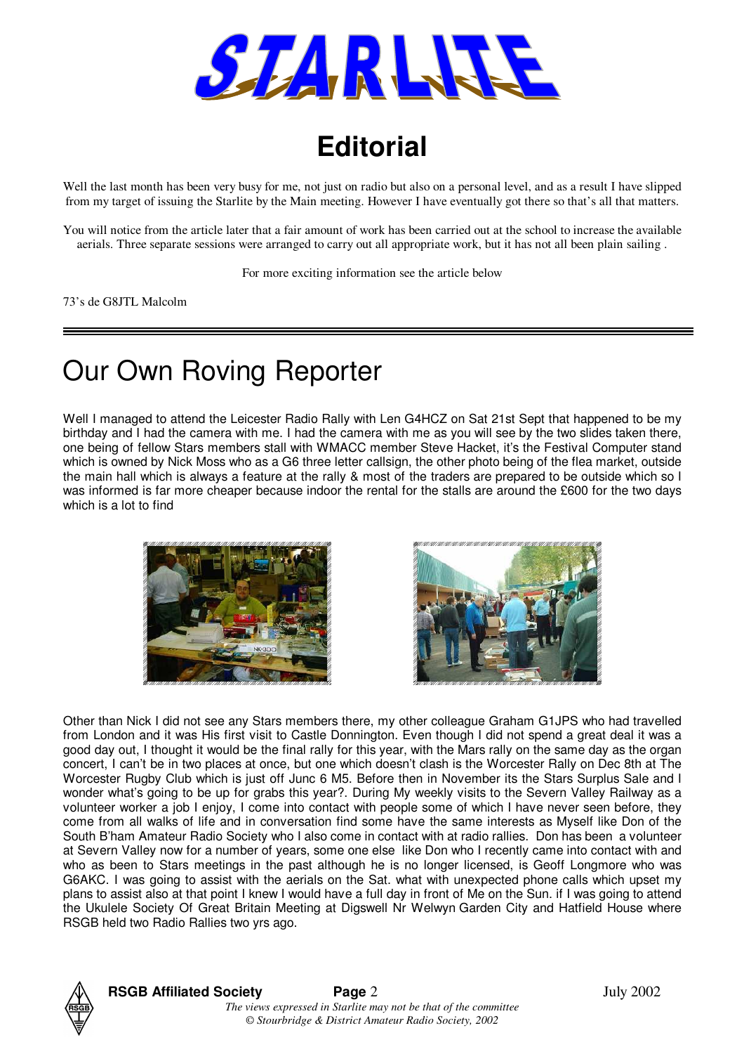# STARLITE

## Editorial

Well the last month has been very busy for me, not just on radio but also on a personal level, and as a result I have slipped from my target of issuing the Starlite by the Main meeting. However I have eventually got there so that's all that matters.

You will notice from the article later that a fair amount of work has been carried out at the school to increase the available aerials. Three separate sessions were arranged to carry out all appropriate work, but it has not all been plain sailing .

For more exciting information see the article below

73's de G8JTL Malcolm

---

# Our Own Roving Reporter

Well I managed to attend the Leicester Radio Rally with Len G4HCZ on Sat 21st Sept that happened to be my birthday and I had the camera with me. I had the camera with me as you will see by the two slides taken there, one being of fellow Stars members stall with WMACC member Steve Hacket, it's the Festival Computer stand which is owned by Nick Moss who as a G6 three letter callsign, the other photo being of the flea market, outside the main hall which is always a feature at the rally & most of the traders are prepared to be outside which so I was informed is far more cheaper because indoor the rental for the stalls are around the £600 for the two days which is a lot to find

Other than Nick I did not see any Stars members there, my other colleague Graham G1JPS who had travelled from London and it was His first visit to Castle Donnington. Even though I did not spend a great deal it was a good day out, I thought it would be the final rally for this year, with the Mars rally on the same day as the organ concert, I can't be in two places at once, but one which doesn't clash is the Worcester Rally on Dec 8th at The Worcester Rugby Club which is just off Junc 6 M5. Before then in November its the Stars Surplus Sale and I wonder what's going to be up for grabs this year?. During My weekly visits to the Severn Valley Railway as a volunteer worker a job I enjoy, I come into contact with people some of which I have never seen before, they come from all walks of life and in conversation find some have the same interests as Myself like Don of the South B'ham Amateur Radio Society who I also come in contact with at radio rallies. Don has been a volunteer at Severn Valley now for a number of years, some one else like Don who I recently came into contact with and who as been to Stars meetings in the past although he is no longer licensed, is Geoff Longmore who was G6AKC. I was going to assist with the aerials on the Sat. what with unexpected phone calls which upset my plans to assist also at that point I knew I would have a full day in front of Me on the Sun. if I was going to attend the Ukulele Society Of Great Britain Meeting at Digswell Nr Welwyn Garden City and Hatfield House where RSGB held two Radio Rallies two yrs ago.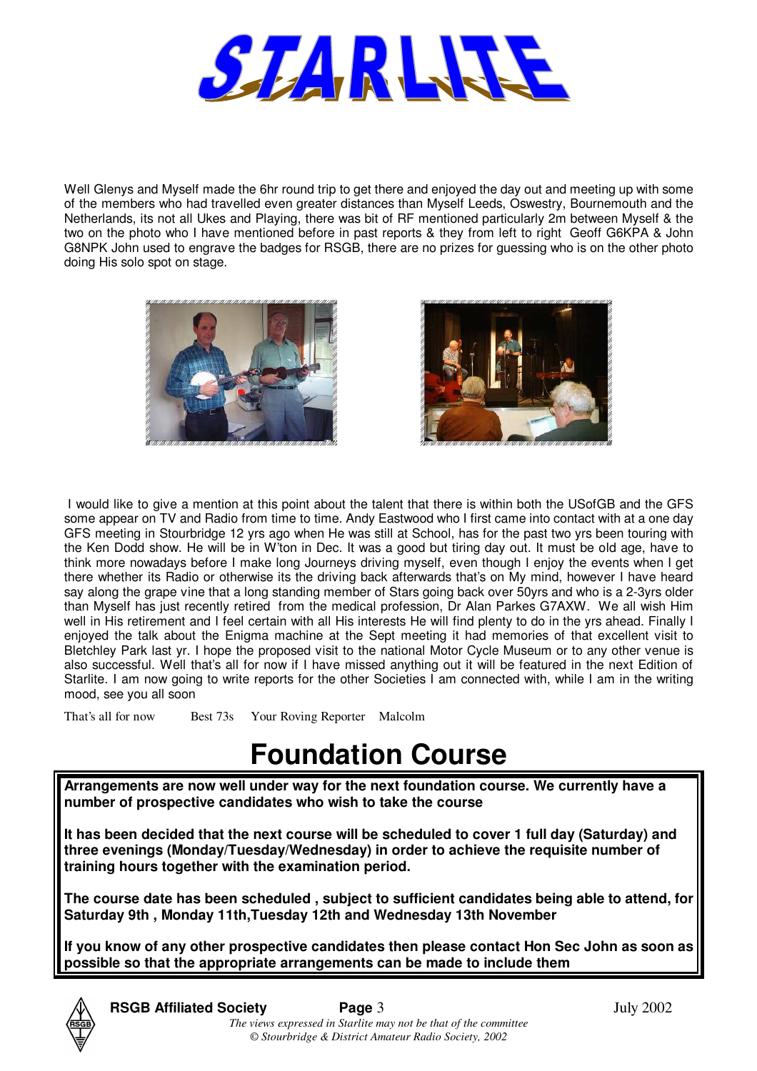# STARLITE

Well Glenys and Myself made the 6hr round trip to get there and enjoyed the day out and meeting up with some of the members who had travelled even greater distances than Myself Leeds, Oswestry, Bournemouth and the Netherlands, its not all Ukes and Playing, there was bit of RF mentioned particularly 2m between Myself & the two on the photo who I have mentioned before in past reports & they from left to right Geoff G6KPA & John G8NPK John used to engrave the badges for RSGB, there are no prizes for guessing who is on the other photo doing His solo spot on stage.

I would like to give a mention at this point about the talent that there is within both the USofGB and the GFS some appear on TV and Radio from time to time. Andy Eastwood who I first came into contact with at a one day GFS meeting in Stourbridge 12 yrs ago when He was still at School, has for the past two yrs been touring with the Ken Dodd show. He will be in W'ton in Dec. It was a good but tiring day out. It must be old age, have to think more nowadays before I make long Journeys driving myself, even though I enjoy the events when I get there whether its Radio or otherwise its the driving back afterwards that's on My mind, however I have heard say along the grape vine that a long standing member of Stars going back over 50yrs and who is a 2-3yrs older than Myself has just recently retired from the medical profession, Dr Alan Parkes G7AXW. We all wish Him well in His retirement and I feel certain with all His interests He will find plenty to do in the yrs ahead. Finally I enjoyed the talk about the Enigma machine at the Sept meeting it had memories of that excellent visit to Bletchley Park last yr. I hope the proposed visit to the national Motor Cycle Museum or to any other venue is also successful. Well that's all for now if I have missed anything out it will be featured in the next Edition of Starlite. I am now going to write reports for the other Societies I am connected with, while I am in the writing mood, see you all soon

That's all for now     Best 73s     Your Roving Reporter     Malcolm

# Foundation Course

**Arrangements are now well under way for the next foundation course. We currently have a number of prospective candidates who wish to take the course**

**It has been decided that the next course will be scheduled to cover 1 full day (Saturday) and three evenings (Monday/Tuesday/Wednesday) in order to achieve the requisite number of training hours together with the examination period.**

**The course date has been scheduled , subject to sufficient candidates being able to attend, for Saturday 9th , Monday 11th,Tuesday 12th and Wednesday 13th November**

**If you know of any other prospective candidates then please contact Hon Sec John as soon as possible so that the appropriate arrangements can be made to include them**

*The views expressed in Starlite may not be that of the committee*
*© Stourbridge & District Amateur Radio Society, 2002*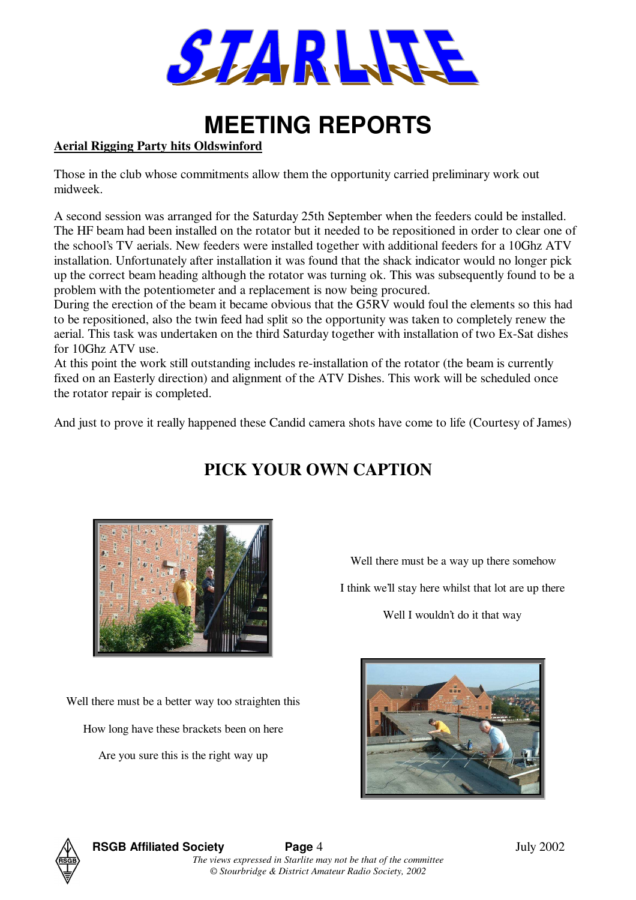# STARLITE

## MEETING REPORTS

**Aerial Rigging Party hits Oldswinford**

Those in the club whose commitments allow them the opportunity carried preliminary work out midweek.

A second session was arranged for the Saturday 25th September when the feeders could be installed. The HF beam had been installed on the rotator but it needed to be repositioned in order to clear one of the school's TV aerials. New feeders were installed together with additional feeders for a 10Ghz ATV installation. Unfortunately after installation it was found that the shack indicator would no longer pick up the correct beam heading although the rotator was turning ok. This was subsequently found to be a problem with the potentiometer and a replacement is now being procured.

During the erection of the beam it became obvious that the G5RV would foul the elements so this had to be repositioned, also the twin feed had split so the opportunity was taken to completely renew the aerial. This task was undertaken on the third Saturday together with installation of two Ex-Sat dishes for 10Ghz ATV use.

At this point the work still outstanding includes re-installation of the rotator (the beam is currently fixed on an Easterly direction) and alignment of the ATV Dishes. This work will be scheduled once the rotator repair is completed.

And just to prove it really happened these Candid camera shots have come to life (Courtesy of James)

## PICK YOUR OWN CAPTION

Well there must be a way up there somehow

I think we'll stay here whilst that lot are up there

Well I wouldn't do it that way

Well there must be a better way too straighten this

How long have these brackets been on here

Are you sure this is the right way up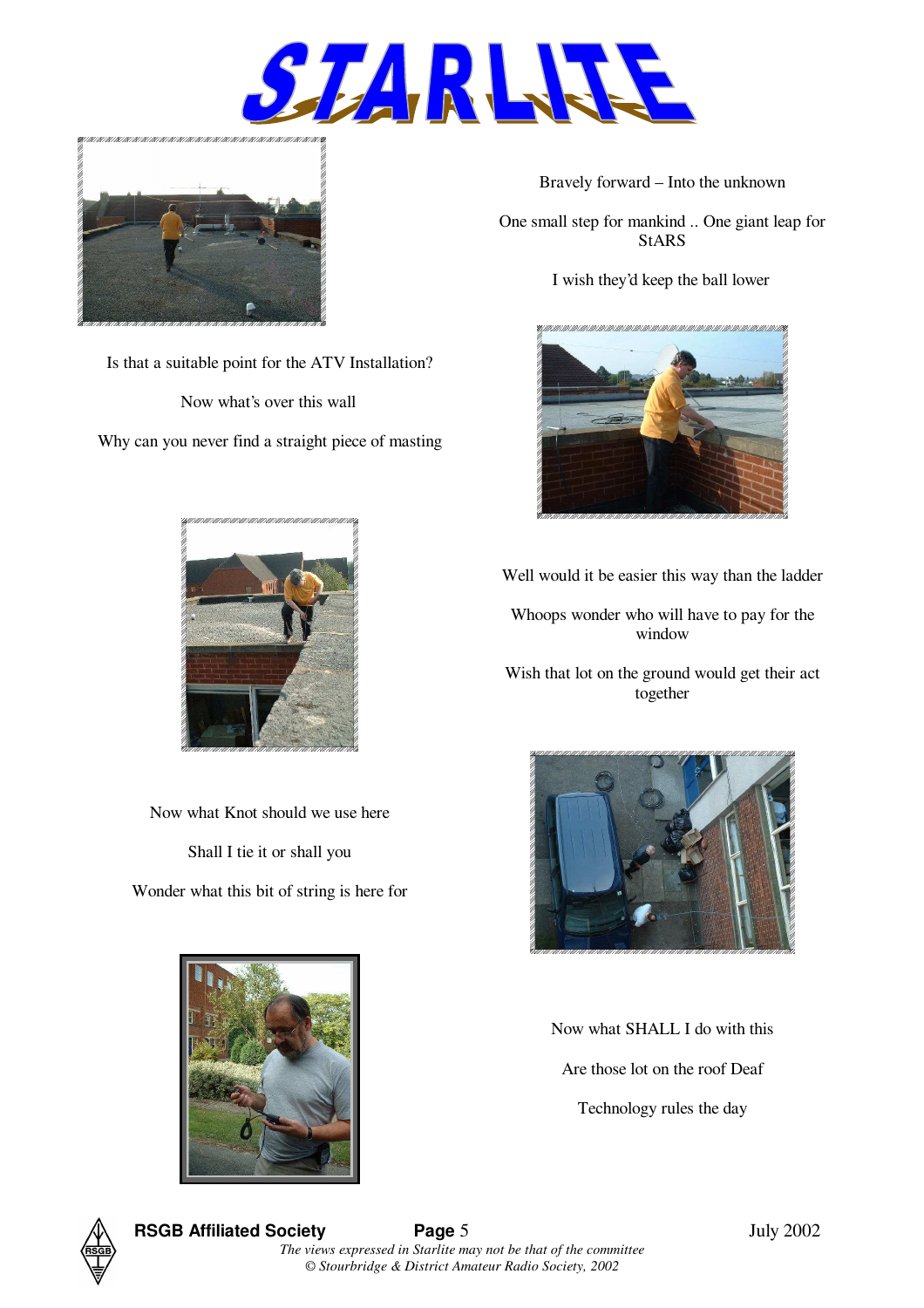# STARLITE

Bravely forward – Into the unknown

One small step for mankind .. One giant leap for StARS

I wish they'd keep the ball lower

Is that a suitable point for the ATV Installation?

Now what's over this wall

Why can you never find a straight piece of masting

Well would it be easier this way than the ladder

Whoops wonder who will have to pay for the window

Wish that lot on the ground would get their act together

Now what Knot should we use here

Shall I tie it or shall you

Wonder what this bit of string is here for

Now what SHALL I do with this

Are those lot on the roof Deaf

Technology rules the day

**RSGB Affiliated Society** July 2002

*The views expressed in Starlite may not be that of the committee*
*© Stourbridge & District Amateur Radio Society, 2002*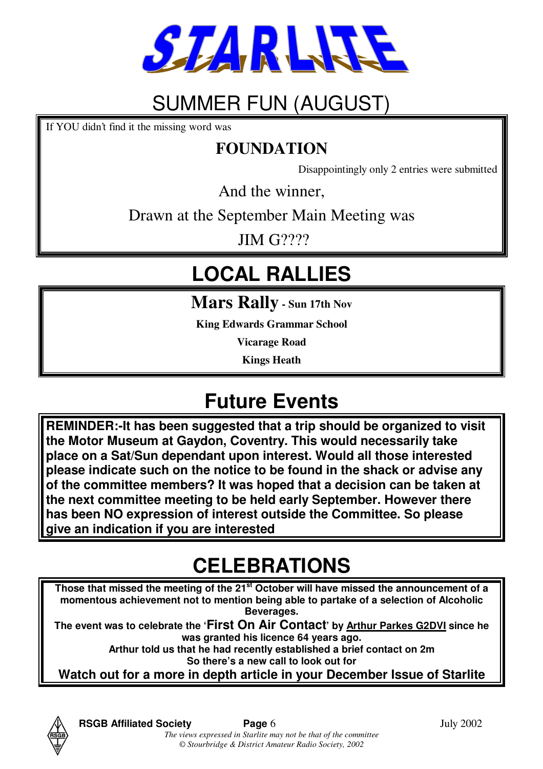# STARLITE

## SUMMER FUN (AUGUST)

If YOU didn't find it the missing word was

**FOUNDATION**

Disappointingly only 2 entries were submitted

And the winner,

Drawn at the September Main Meeting was

JIM G????

## LOCAL RALLIES

**Mars Rally - Sun 17th Nov**

**King Edwards Grammar School**

**Vicarage Road**

**Kings Heath**

## Future Events

**REMINDER:-It has been suggested that a trip should be organized to visit the Motor Museum at Gaydon, Coventry. This would necessarily take place on a Sat/Sun dependant upon interest. Would all those interested please indicate such on the notice to be found in the shack or advise any of the committee members? It was hoped that a decision can be taken at the next committee meeting to be held early September. However there has been NO expression of interest outside the Committee. So please give an indication if you are interested**

## CELEBRATIONS

**Those that missed the meeting of the 21st October will have missed the announcement of a momentous achievement not to mention being able to partake of a selection of Alcoholic Beverages.**

**The event was to celebrate the 'First On Air Contact' by Arthur Parkes G2DVI since he was granted his licence 64 years ago.**

**Arthur told us that he had recently established a brief contact on 2m**

**So there's a new call to look out for**

**Watch out for a more in depth article in your December Issue of Starlite**

*The views expressed in Starlite may not be that of the committee*

*© Stourbridge & District Amateur Radio Society, 2002*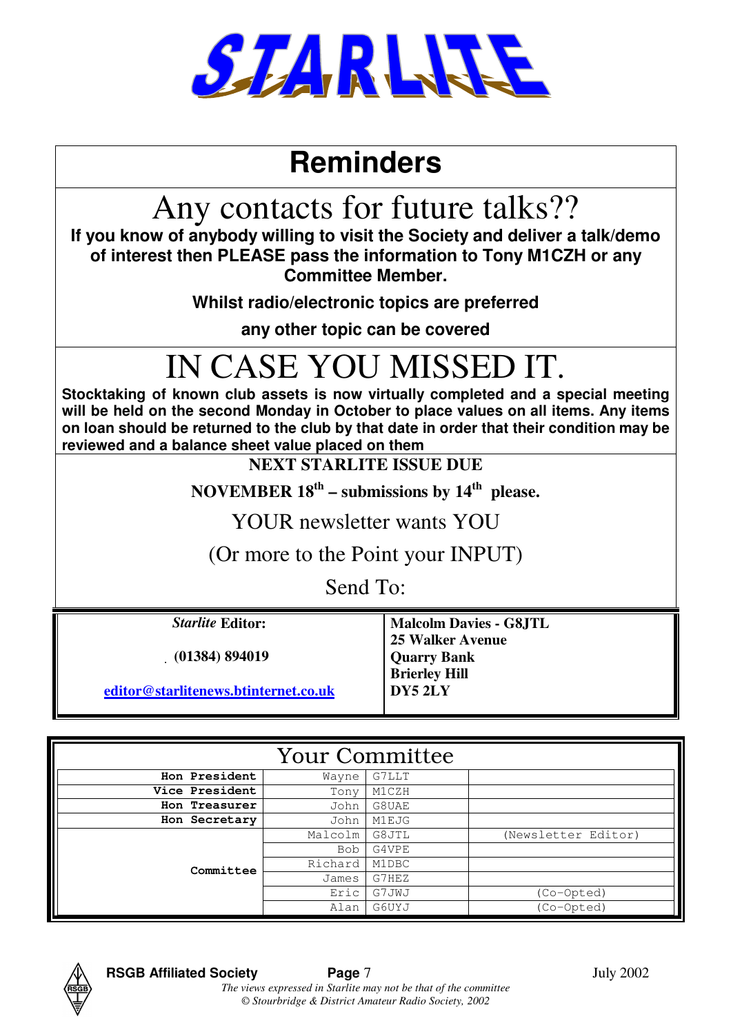# STARLITE

## Reminders

## Any contacts for future talks??

**If you know of anybody willing to visit the Society and deliver a talk/demo of interest then PLEASE pass the information to Tony M1CZH or any Committee Member.**

**Whilst radio/electronic topics are preferred**

**any other topic can be covered**

## IN CASE YOU MISSED IT.

**Stocktaking of known club assets is now virtually completed and a special meeting will be held on the second Monday in October to place values on all items. Any items on loan should be returned to the club by that date in order that their condition may be reviewed and a balance sheet value placed on them**

**NEXT STARLITE ISSUE DUE**

**NOVEMBER 18th – submissions by 14th please.**

YOUR newsletter wants YOU

(Or more to the Point your INPUT)

Send To:

| | |
|---|---|
| ***Starlite* Editor:** | **Malcolm Davies - G8JTL** |
| **(01384) 894019** | **25 Walker Avenue**<br>**Quarry Bank**<br>**Brierley Hill** |
| **editor@starlitenews.btinternet.co.uk** | **DY5 2LY** |

## Your Committee

| | | | |
|---|---|---|---|
| **Hon President** | Wayne | G7LLT | |
| **Vice President** | Tony | M1CZH | |
| **Hon Treasurer** | John | G8UAE | |
| **Hon Secretary** | John | M1EJG | |
| **Committee** | Malcolm | G8JTL | (Newsletter Editor) |
| | Bob | G4VPE | |
| | Richard | M1DBC | |
| | James | G7HEZ | |
| | Eric | G7JWJ | (Co-Opted) |
| | Alan | G6UYJ | (Co-Opted) |

**RSGB Affiliated Society** July 2002

*The views expressed in Starlite may not be that of the committee*

*© Stourbridge & District Amateur Radio Society, 2002*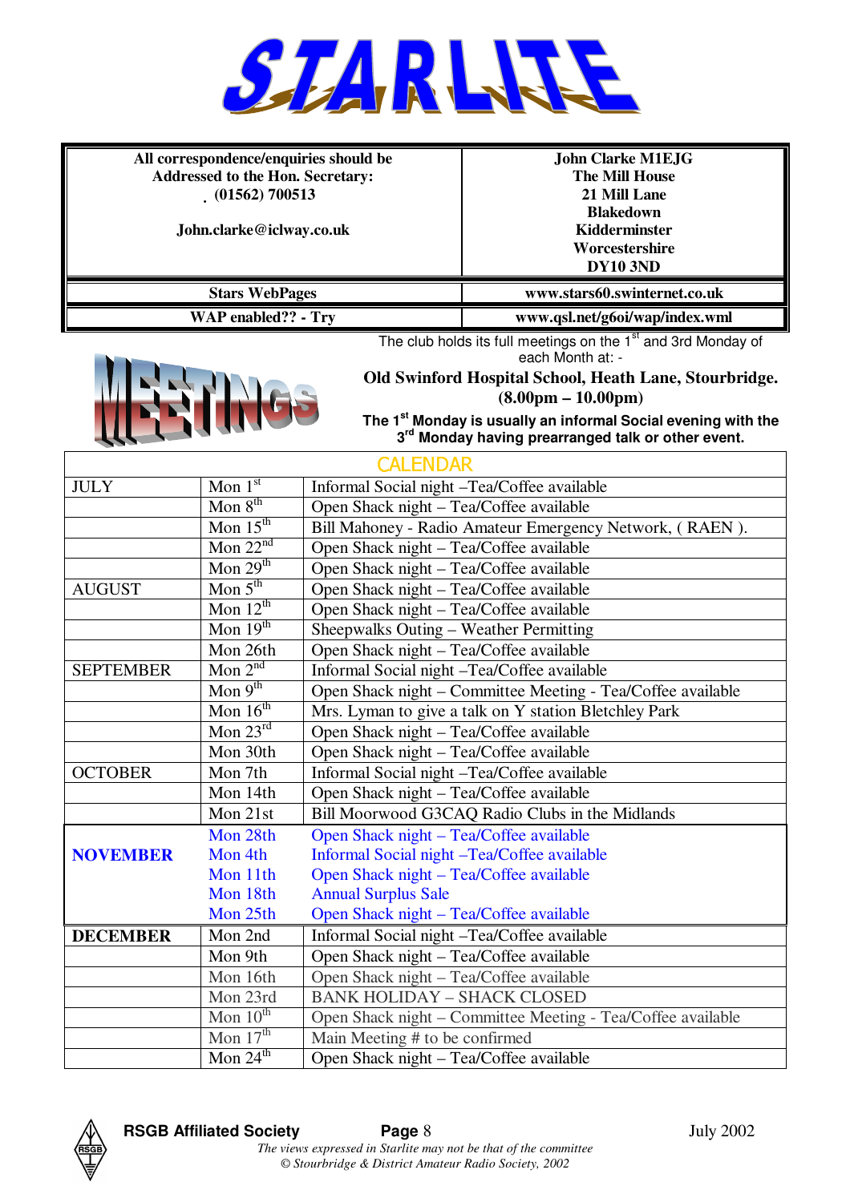# STARLITE

| | |
|---|---|
| **All correspondence/enquiries should be Addressed to the Hon. Secretary:** **(01562) 700513** **John.clarke@iclway.co.uk** | **John Clarke M1EJG** **The Mill House** **21 Mill Lane** **Blakedown** **Kidderminster** **Worcestershire** **DY10 3ND** |
| **Stars WebPages** | **www.stars60.swinternet.co.uk** |
| **WAP enabled?? - Try** | **www.qsl.net/g6oi/wap/index.wml** |

## MEETINGS

The club holds its full meetings on the 1st and 3rd Monday of each Month at: -

**Old Swinford Hospital School, Heath Lane, Stourbridge.**
**(8.00pm – 10.00pm)**

**The 1st Monday is usually an informal Social evening with the 3rd Monday having prearranged talk or other event.**

## CALENDAR

| | | |
|---|---|---|
| JULY | Mon 1st | Informal Social night –Tea/Coffee available |
| | Mon 8th | Open Shack night – Tea/Coffee available |
| | Mon 15th | Bill Mahoney - Radio Amateur Emergency Network, ( RAEN ). |
| | Mon 22nd | Open Shack night – Tea/Coffee available |
| | Mon 29th | Open Shack night – Tea/Coffee available |
| AUGUST | Mon 5th | Open Shack night – Tea/Coffee available |
| | Mon 12th | Open Shack night – Tea/Coffee available |
| | Mon 19th | Sheepwalks Outing – Weather Permitting |
| | Mon 26th | Open Shack night – Tea/Coffee available |
| SEPTEMBER | Mon 2nd | Informal Social night –Tea/Coffee available |
| | Mon 9th | Open Shack night – Committee Meeting - Tea/Coffee available |
| | Mon 16th | Mrs. Lyman to give a talk on Y station Bletchley Park |
| | Mon 23rd | Open Shack night – Tea/Coffee available |
| | Mon 30th | Open Shack night – Tea/Coffee available |
| OCTOBER | Mon 7th | Informal Social night –Tea/Coffee available |
| | Mon 14th | Open Shack night – Tea/Coffee available |
| | Mon 21st | Bill Moorwood G3CAQ Radio Clubs in the Midlands |
| | Mon 28th | Open Shack night – Tea/Coffee available |
| **NOVEMBER** | Mon 4th | Informal Social night –Tea/Coffee available |
| | Mon 11th | Open Shack night – Tea/Coffee available |
| | Mon 18th | Annual Surplus Sale |
| | Mon 25th | Open Shack night – Tea/Coffee available |
| **DECEMBER** | Mon 2nd | Informal Social night –Tea/Coffee available |
| | Mon 9th | Open Shack night – Tea/Coffee available |
| | Mon 16th | Open Shack night – Tea/Coffee available |
| | Mon 23rd | BANK HOLIDAY – SHACK CLOSED |
| | Mon 10th | Open Shack night – Committee Meeting - Tea/Coffee available |
| | Mon 17th | Main Meeting # to be confirmed |
| | Mon 24th | Open Shack night – Tea/Coffee available |

**RSGB Affiliated Society** July 2002

*The views expressed in Starlite may not be that of the committee*
*© Stourbridge & District Amateur Radio Society, 2002*